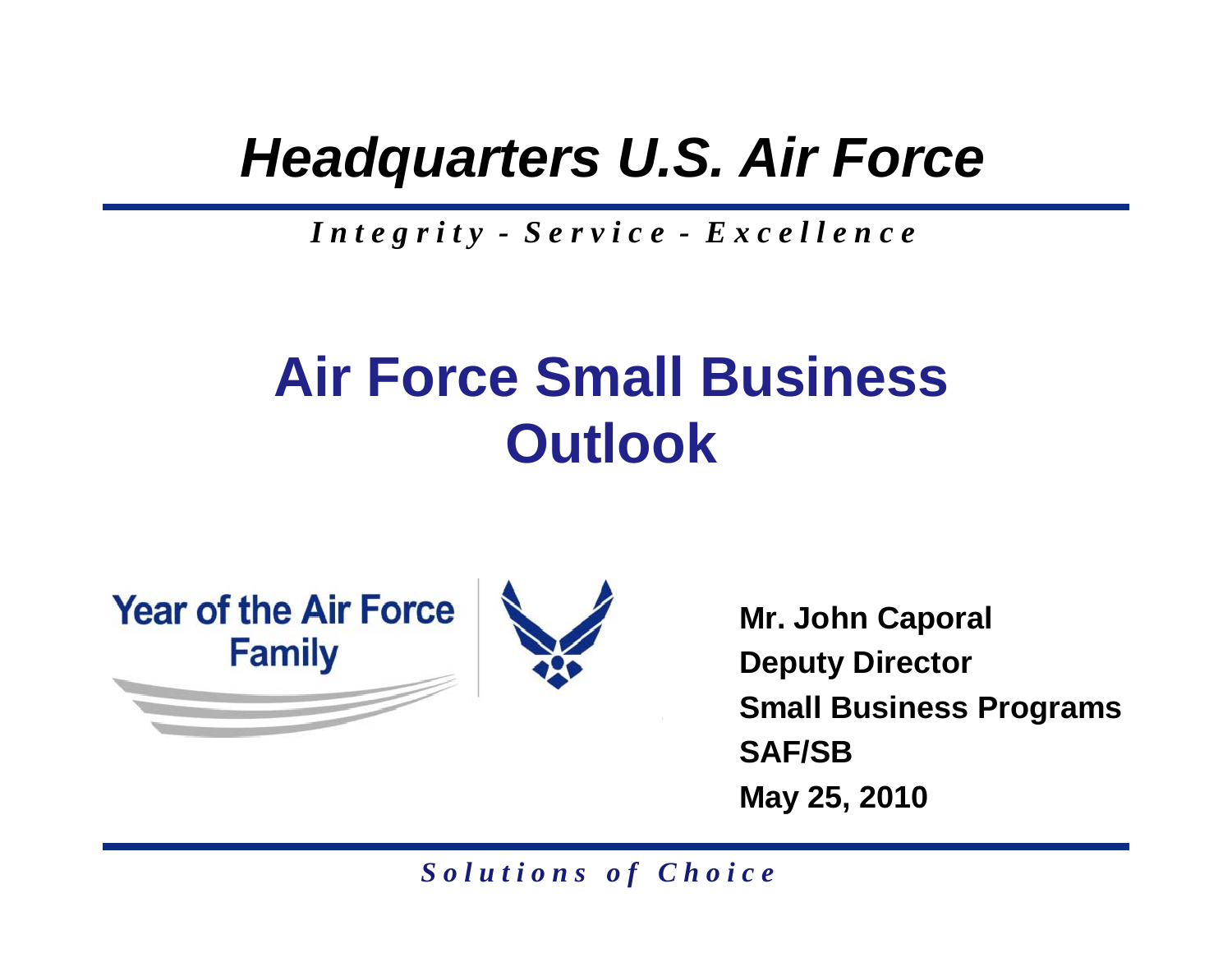# Headquarters U.S. Air Force

*Integrity - Service - Excellence*

## Air Force Small Business Outlook

Year of the Air Force Family

**Mr. John Caporal**
**Deputy Director**
**Small Business Programs**
**SAF/SB**
**May 25, 2010**

*Solutions of Choice*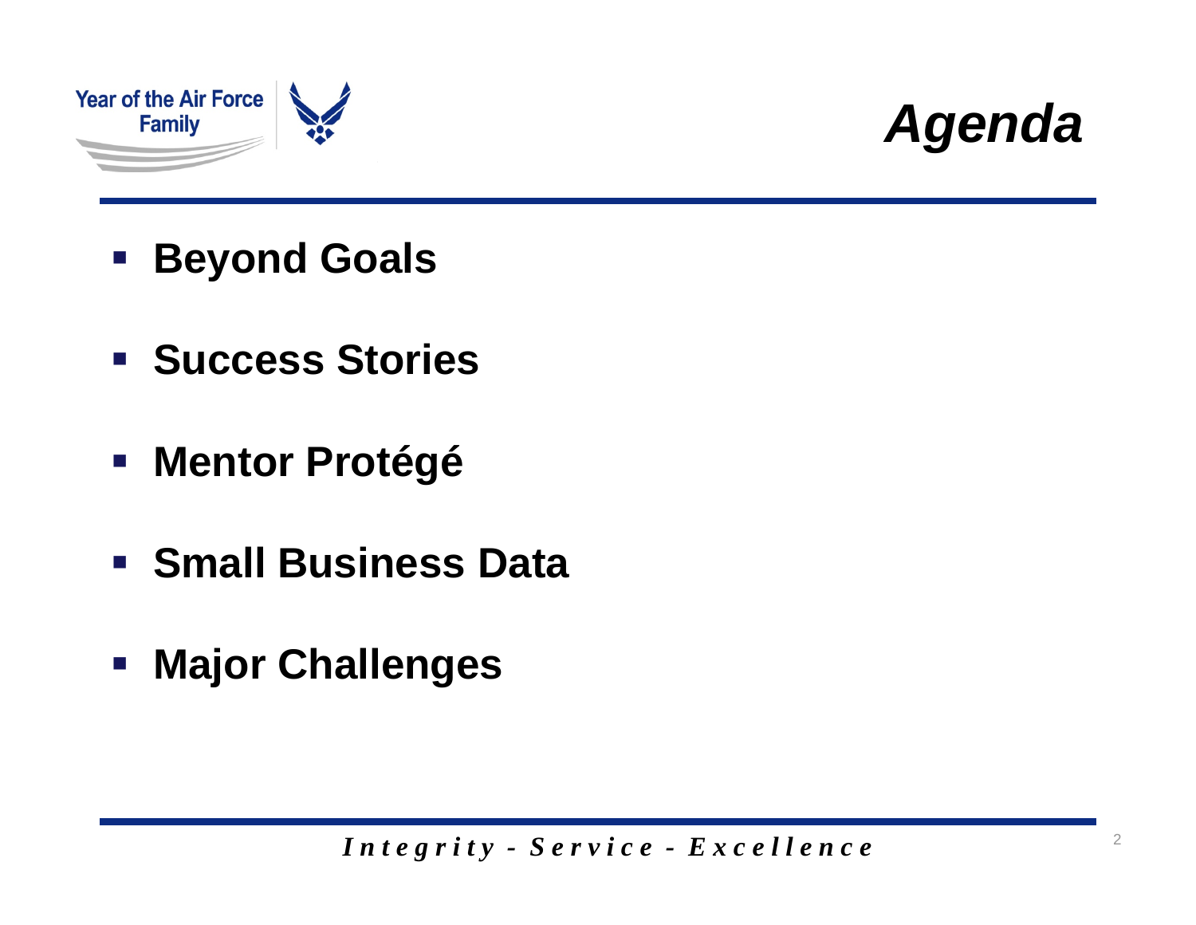# Agenda

- **Beyond Goals**
- **Success Stories**
- **Mentor Protégé**
- **Small Business Data**
- **Major Challenges**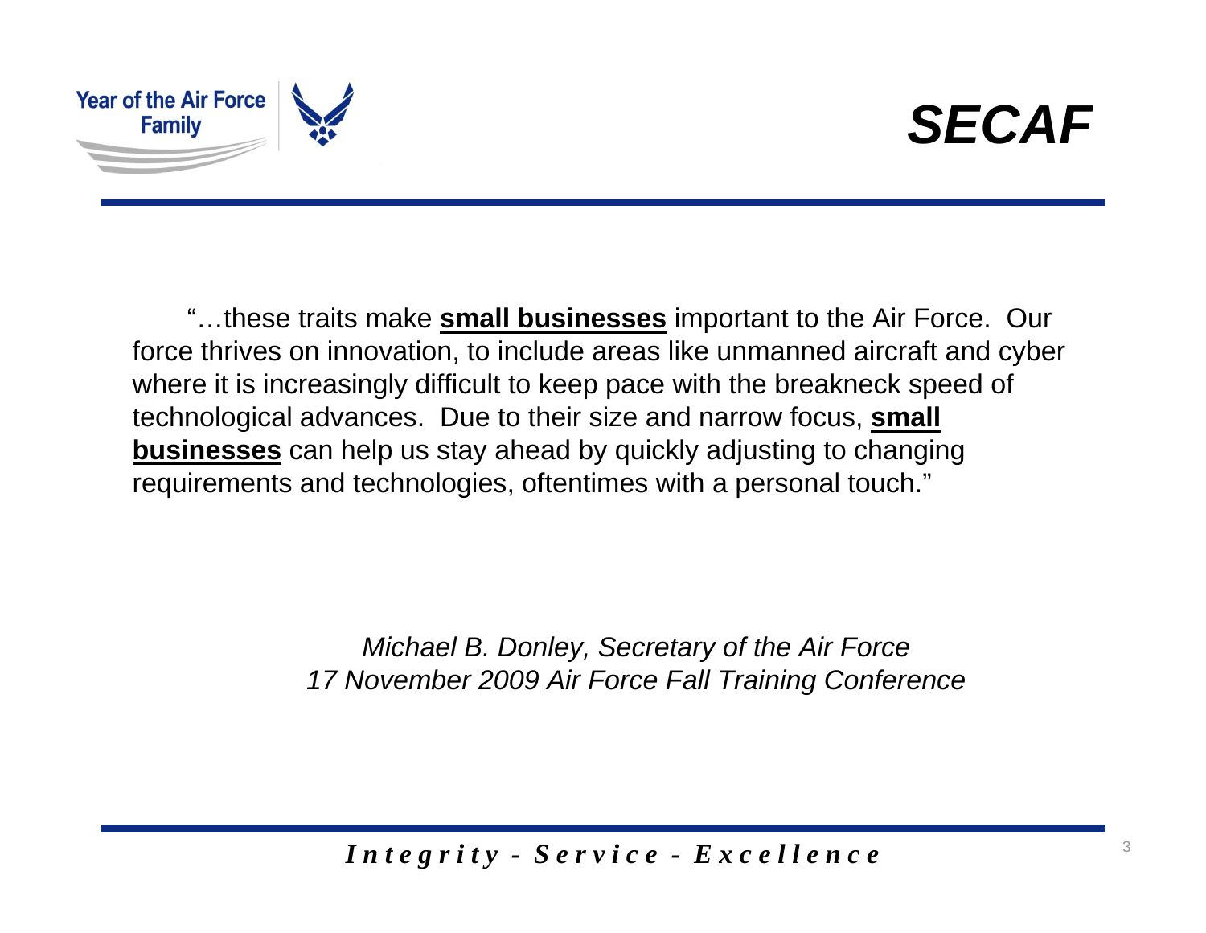# SECAF

"…these traits make **small businesses** important to the Air Force. Our force thrives on innovation, to include areas like unmanned aircraft and cyber where it is increasingly difficult to keep pace with the breakneck speed of technological advances. Due to their size and narrow focus, **small businesses** can help us stay ahead by quickly adjusting to changing requirements and technologies, oftentimes with a personal touch."

*Michael B. Donley, Secretary of the Air Force*
*17 November 2009 Air Force Fall Training Conference*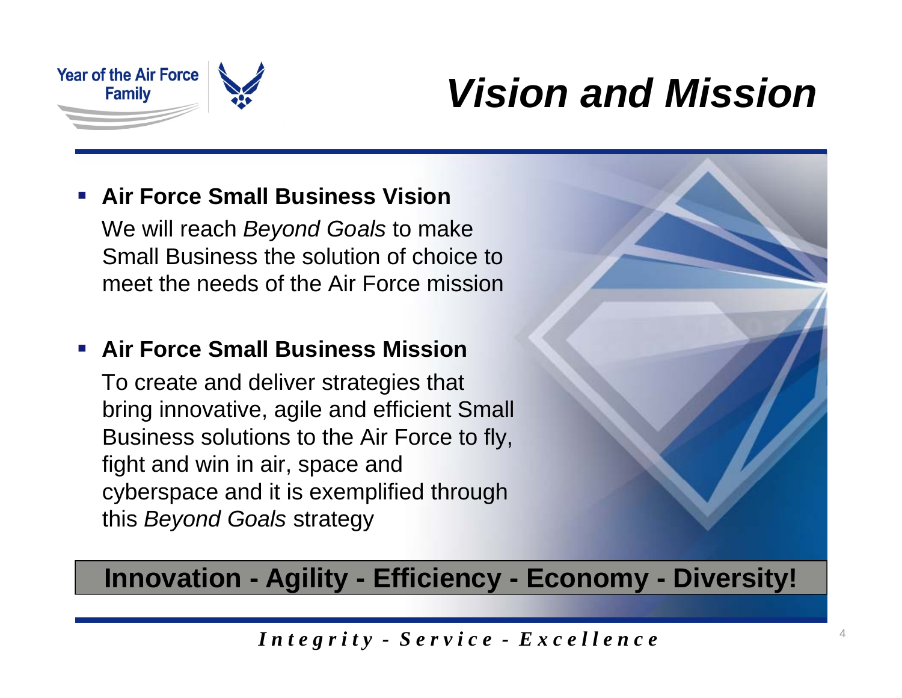# Vision and Mission

- **Air Force Small Business Vision**

  We will reach *Beyond Goals* to make Small Business the solution of choice to meet the needs of the Air Force mission

- **Air Force Small Business Mission**

  To create and deliver strategies that bring innovative, agile and efficient Small Business solutions to the Air Force to fly, fight and win in air, space and cyberspace and it is exemplified through this *Beyond Goals* strategy

**Innovation - Agility - Efficiency - Economy - Diversity!**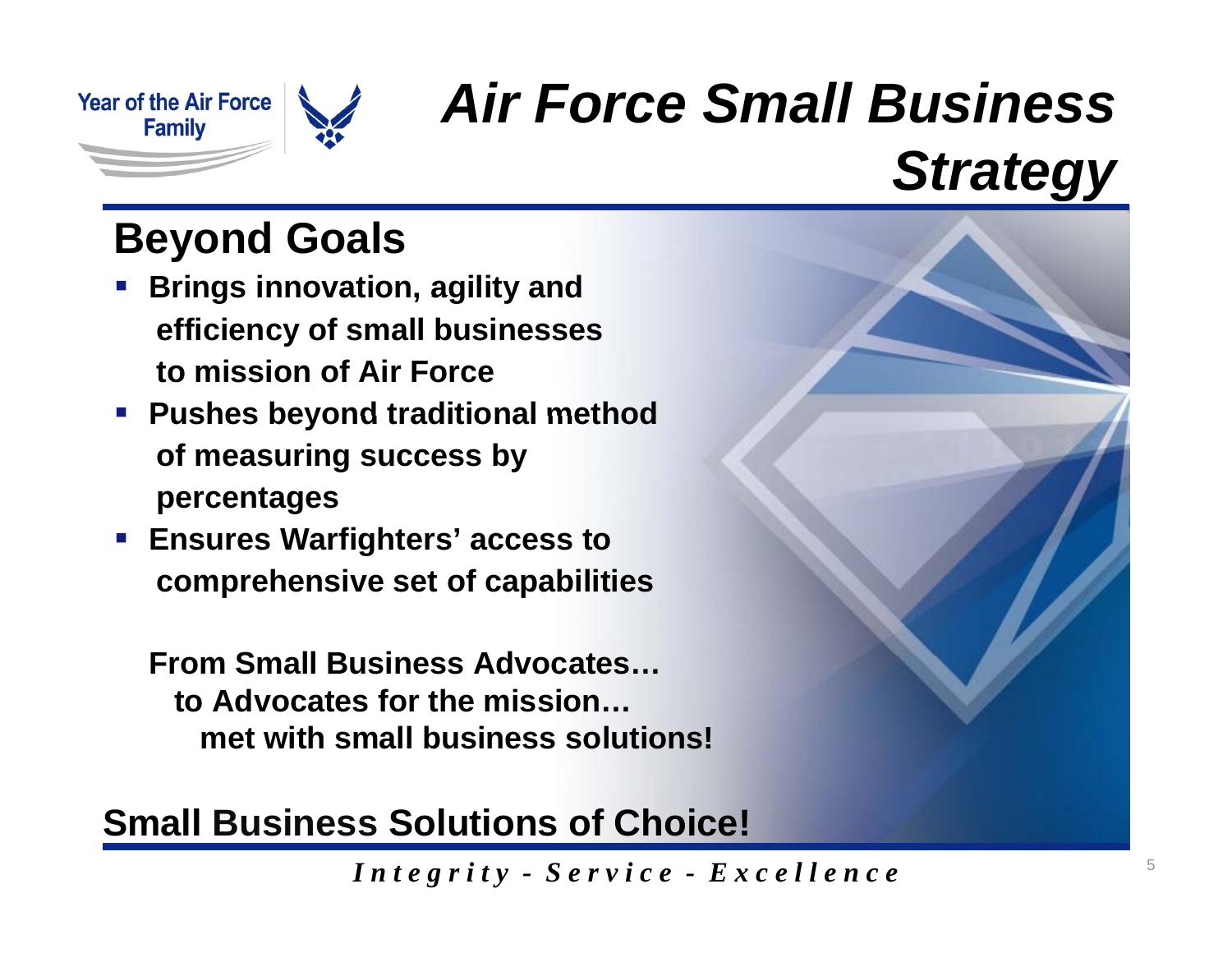# Air Force Small Business Strategy

## Beyond Goals

- **Brings innovation, agility and efficiency of small businesses to mission of Air Force**
- **Pushes beyond traditional method of measuring success by percentages**
- **Ensures Warfighters' access to comprehensive set of capabilities**

**From Small Business Advocates…**
**to Advocates for the mission…**
**met with small business solutions!**

## Small Business Solutions of Choice!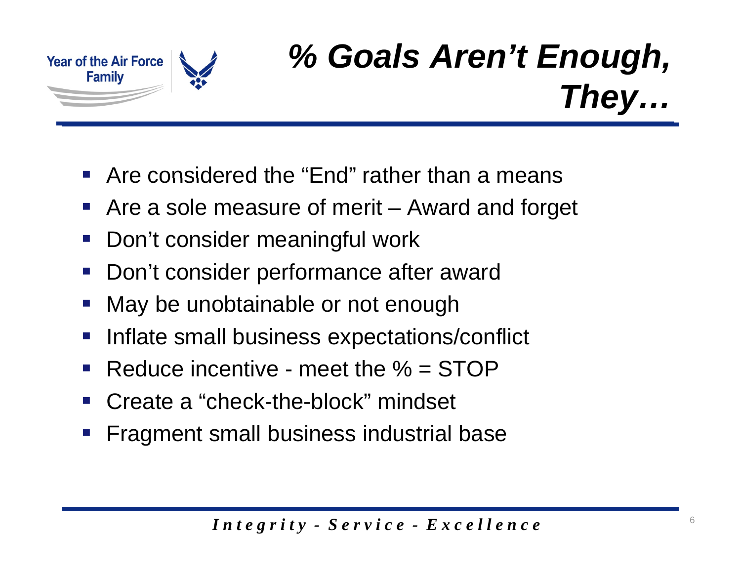# *% Goals Aren't Enough, They…*

- Are considered the "End" rather than a means
- Are a sole measure of merit – Award and forget
- Don't consider meaningful work
- Don't consider performance after award
- May be unobtainable or not enough
- Inflate small business expectations/conflict
- Reduce incentive - meet the % = STOP
- Create a "check-the-block" mindset
- Fragment small business industrial base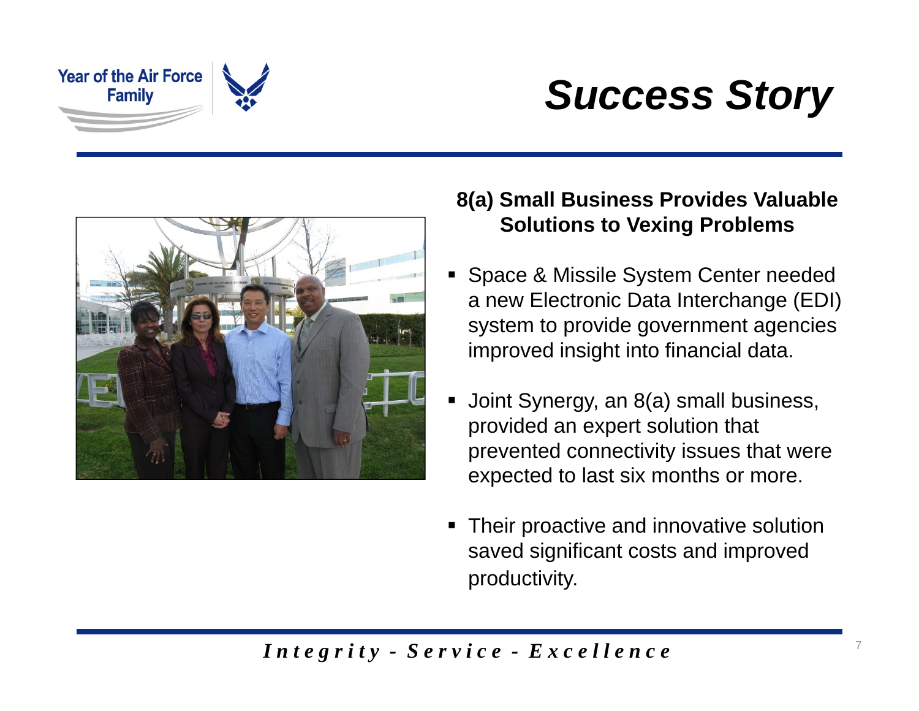# Success Story

**8(a) Small Business Provides Valuable Solutions to Vexing Problems**

- Space & Missile System Center needed a new Electronic Data Interchange (EDI) system to provide government agencies improved insight into financial data.
- Joint Synergy, an 8(a) small business, provided an expert solution that prevented connectivity issues that were expected to last six months or more.
- Their proactive and innovative solution saved significant costs and improved productivity.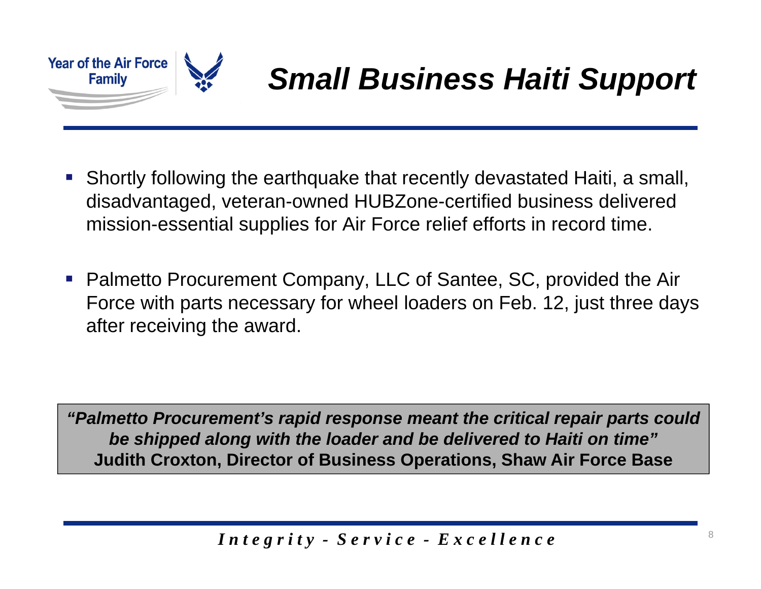# Small Business Haiti Support

- Shortly following the earthquake that recently devastated Haiti, a small, disadvantaged, veteran-owned HUBZone-certified business delivered mission-essential supplies for Air Force relief efforts in record time.
- Palmetto Procurement Company, LLC of Santee, SC, provided the Air Force with parts necessary for wheel loaders on Feb. 12, just three days after receiving the award.

***"Palmetto Procurement's rapid response meant the critical repair parts could be shipped along with the loader and be delivered to Haiti on time"***
**Judith Croxton, Director of Business Operations, Shaw Air Force Base**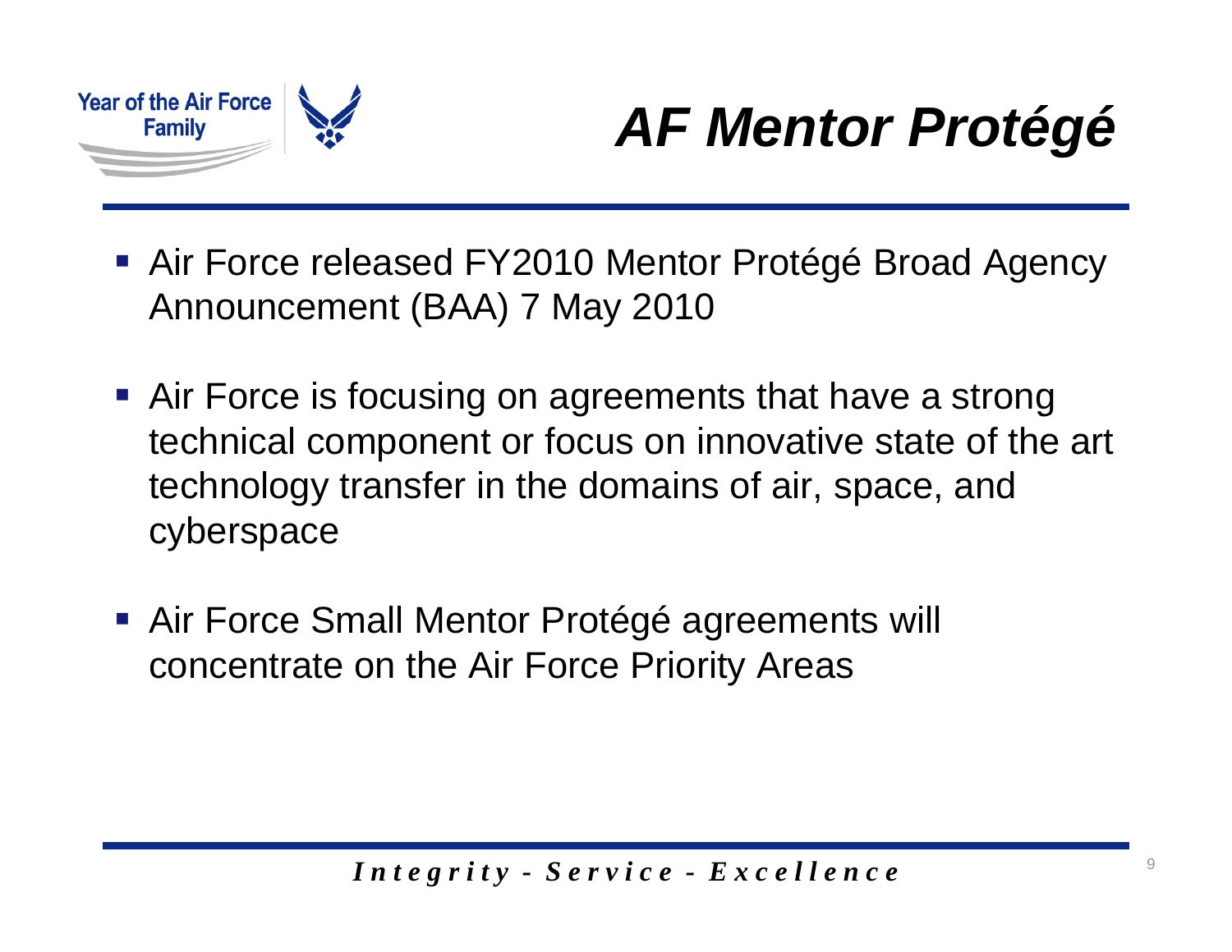# AF Mentor Protégé

- Air Force released FY2010 Mentor Protégé Broad Agency Announcement (BAA) 7 May 2010
- Air Force is focusing on agreements that have a strong technical component or focus on innovative state of the art technology transfer in the domains of air, space, and cyberspace
- Air Force Small Mentor Protégé agreements will concentrate on the Air Force Priority Areas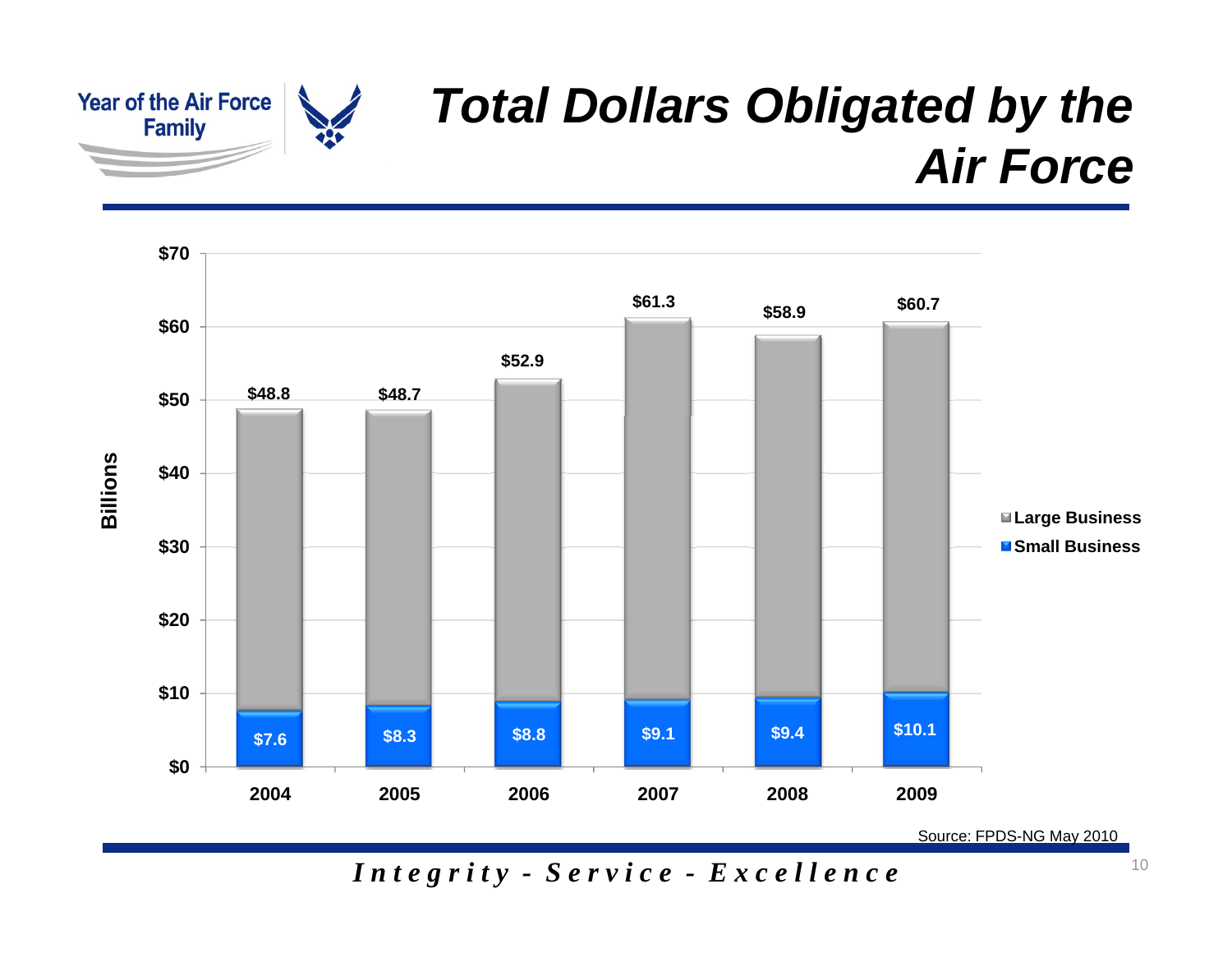# Total Dollars Obligated by the Air Force

| Year | Total (Billions) | Small Business (Billions) |
|---|---|---|
| 2004 | $48.8 | $7.6 |
| 2005 | $48.7 | $8.3 |
| 2006 | $52.9 | $8.8 |
| 2007 | $61.3 | $9.1 |
| 2008 | $58.9 | $9.4 |
| 2009 | $60.7 | $10.1 |

Legend: Large Business, Small Business

Source: FPDS-NG May 2010

*Integrity - Service - Excellence*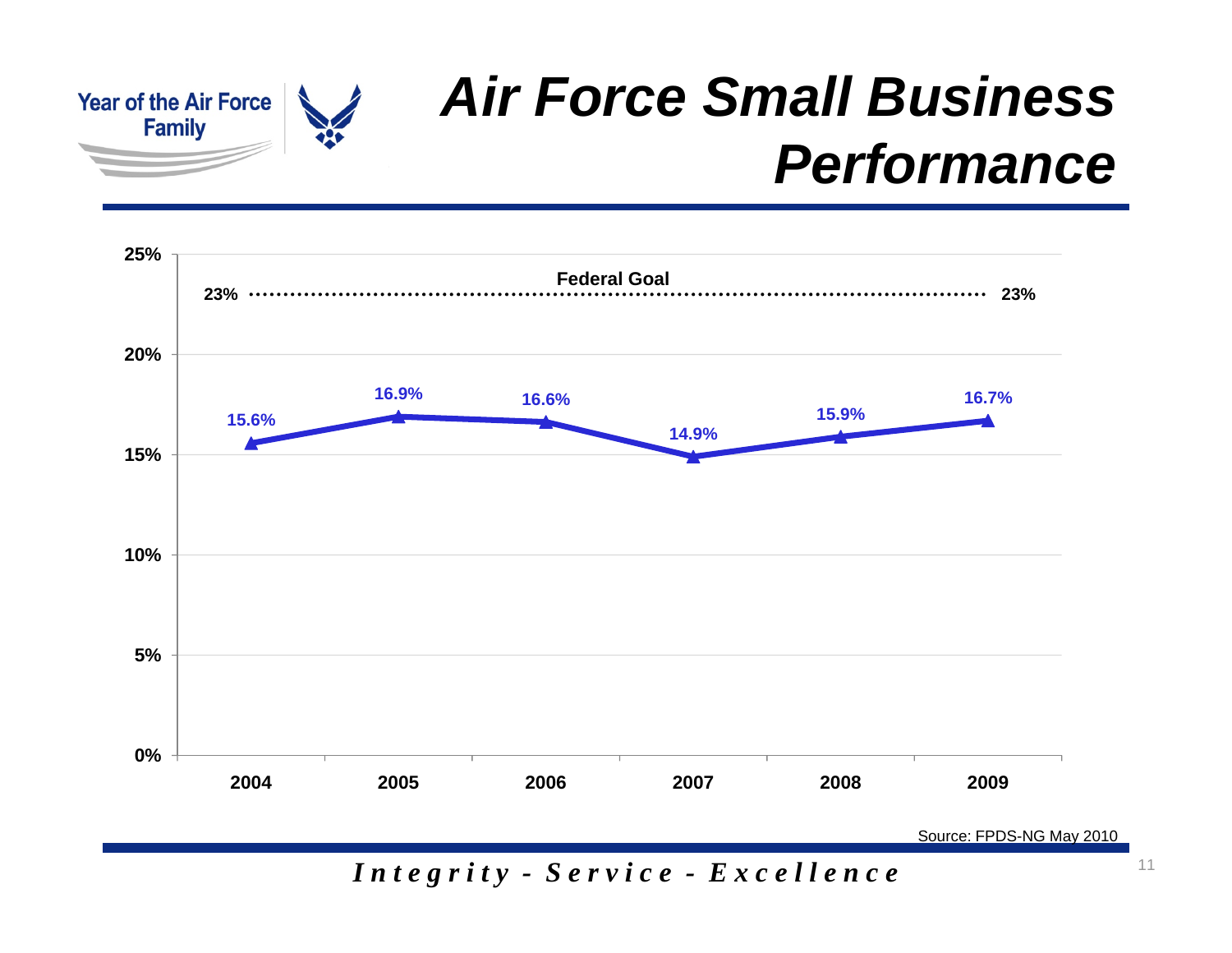Year of the Air Force Family

# Air Force Small Business Performance

Federal Goal: 23%

| Year | Performance |
|---|---|
| 2004 | 15.6% |
| 2005 | 16.9% |
| 2006 | 16.6% |
| 2007 | 14.9% |
| 2008 | 15.9% |
| 2009 | 16.7% |

Source: FPDS-NG May 2010

*Integrity - Service - Excellence*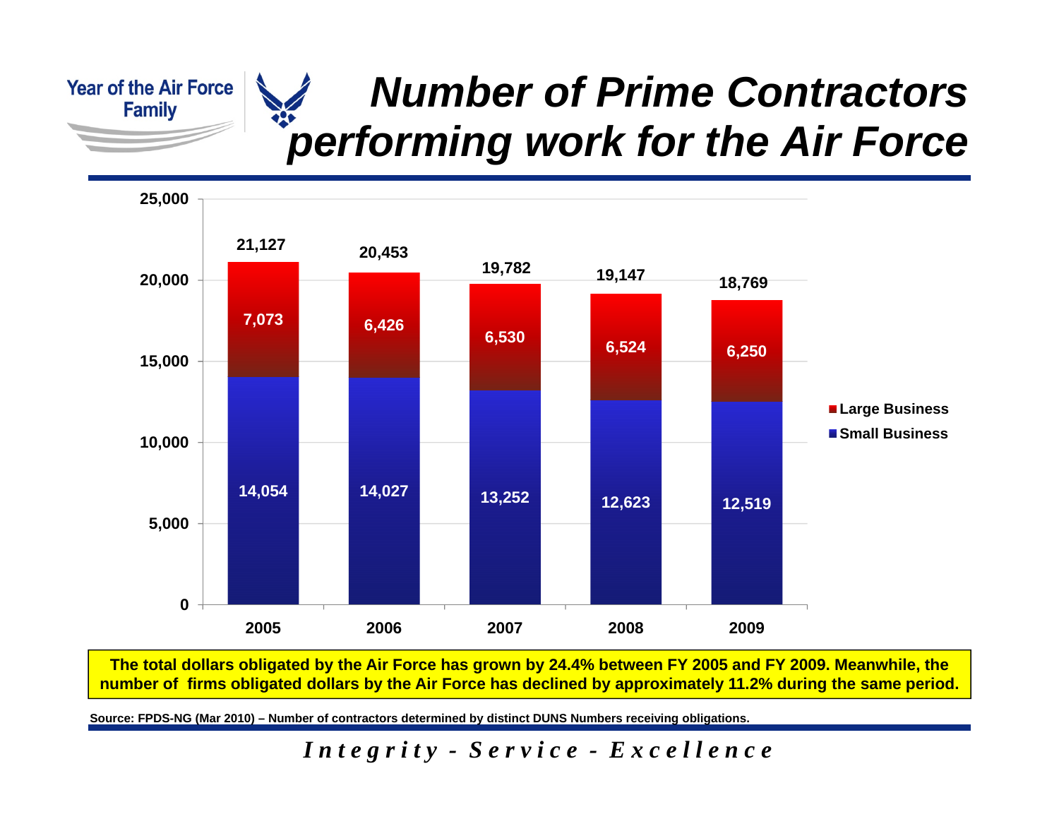# *Number of Prime Contractors performing work for the Air Force*

| Year | Small Business | Large Business | Total |
|---|---|---|---|
| 2005 | 14,054 | 7,073 | 21,127 |
| 2006 | 14,027 | 6,426 | 20,453 |
| 2007 | 13,252 | 6,530 | 19,782 |
| 2008 | 12,623 | 6,524 | 19,147 |
| 2009 | 12,519 | 6,250 | 18,769 |

**The total dollars obligated by the Air Force has grown by 24.4% between FY 2005 and FY 2009. Meanwhile, the number of firms obligated dollars by the Air Force has declined by approximately 11.2% during the same period.**

**Source: FPDS-NG (Mar 2010) – Number of contractors determined by distinct DUNS Numbers receiving obligations.**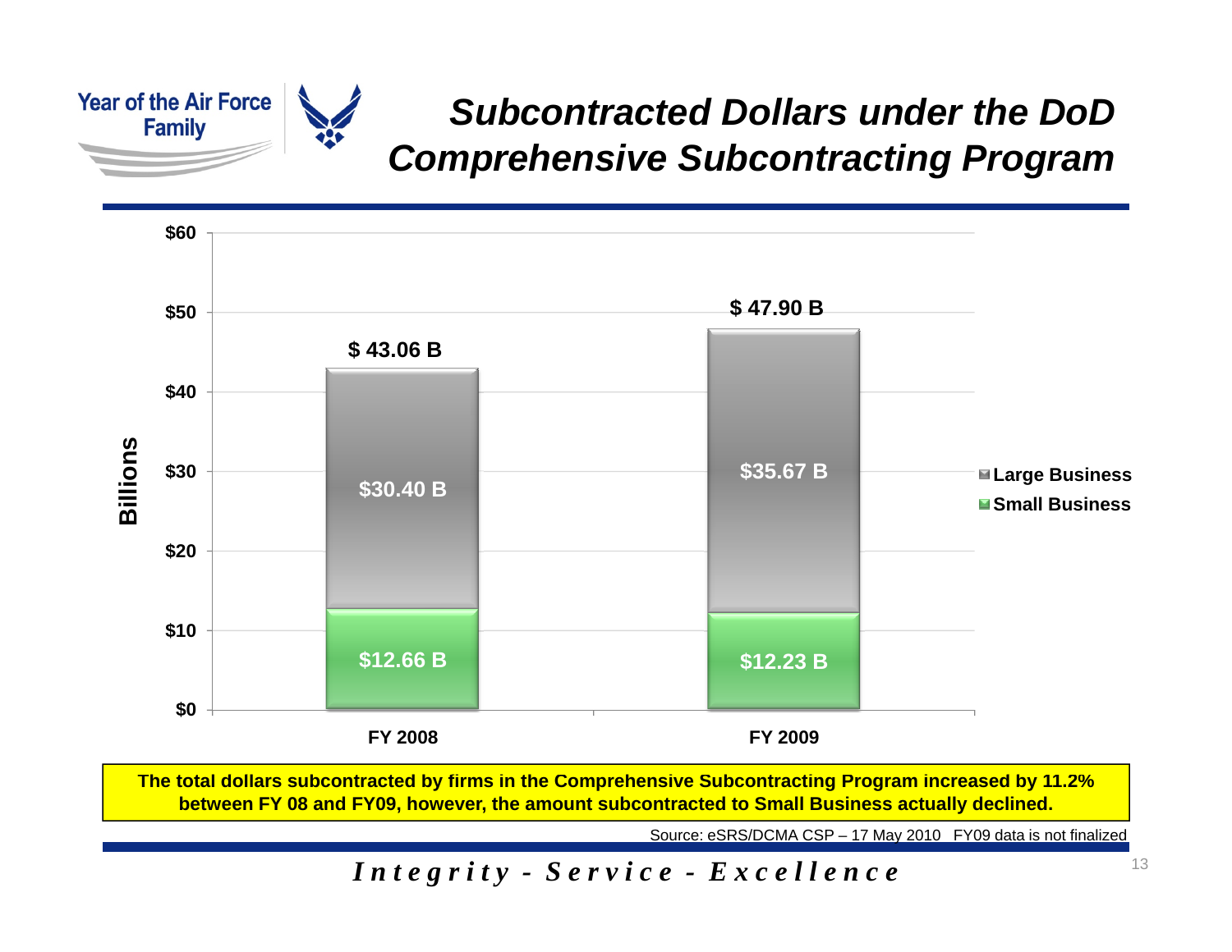# Subcontracted Dollars under the DoD Comprehensive Subcontracting Program

| | FY 2008 | FY 2009 |
|---|---|---|
| Large Business | $30.40 B | $35.67 B |
| Small Business | $12.66 B | $12.23 B |
| Total | $ 43.06 B | $ 47.90 B |

**The total dollars subcontracted by firms in the Comprehensive Subcontracting Program increased by 11.2% between FY 08 and FY09, however, the amount subcontracted to Small Business actually declined.**

Source: eSRS/DCMA CSP – 17 May 2010 FY09 data is not finalized

*Integrity - Service - Excellence*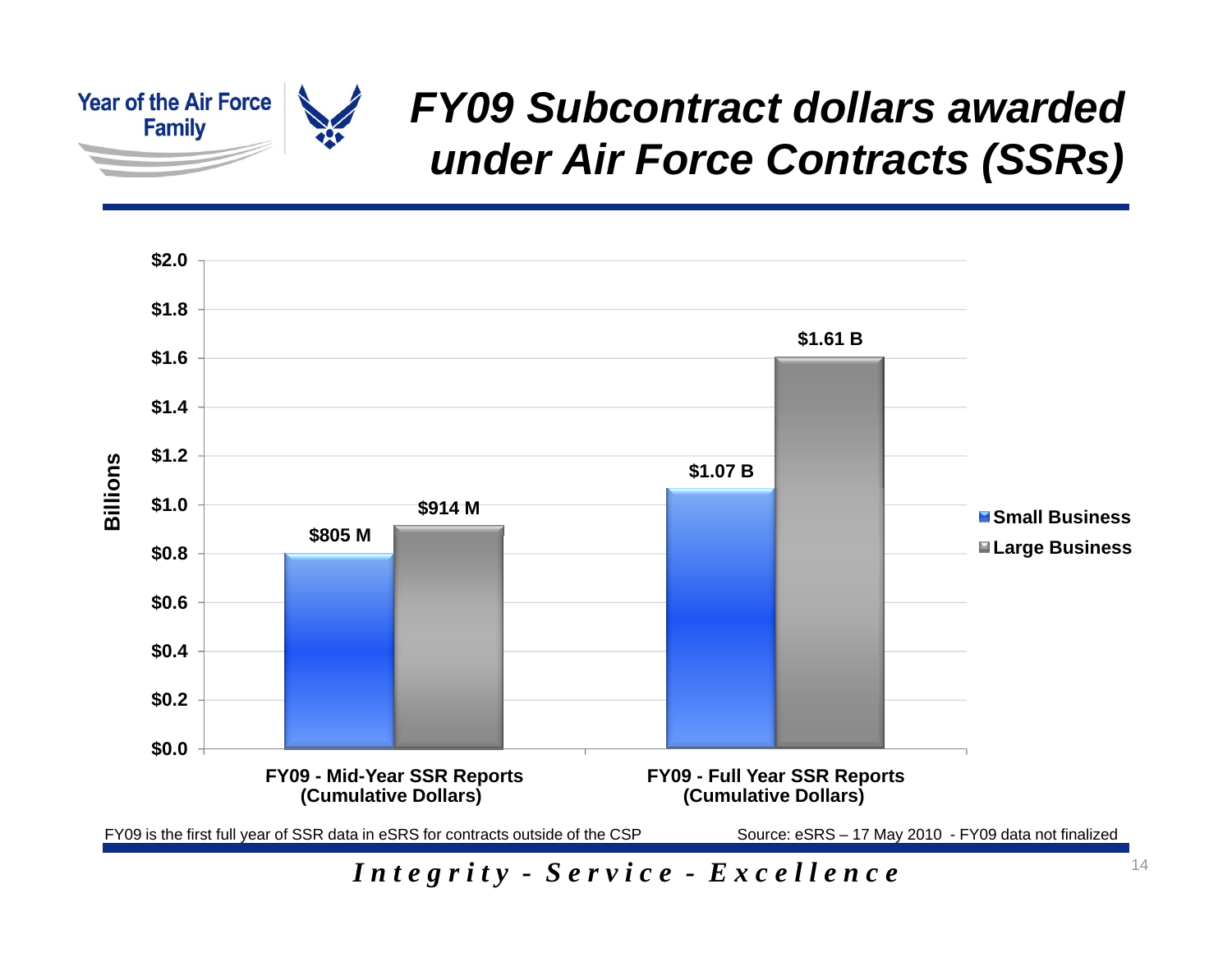Year of the Air Force Family

# FY09 Subcontract dollars awarded under Air Force Contracts (SSRs)

| Billions | Small Business | Large Business |
|---|---|---|
| FY09 - Mid-Year SSR Reports (Cumulative Dollars) | $805 M | $914 M |
| FY09 - Full Year SSR Reports (Cumulative Dollars) | $1.07 B | $1.61 B |

FY09 is the first full year of SSR data in eSRS for contracts outside of the CSP

Source: eSRS – 17 May 2010 - FY09 data not finalized

*Integrity - Service - Excellence*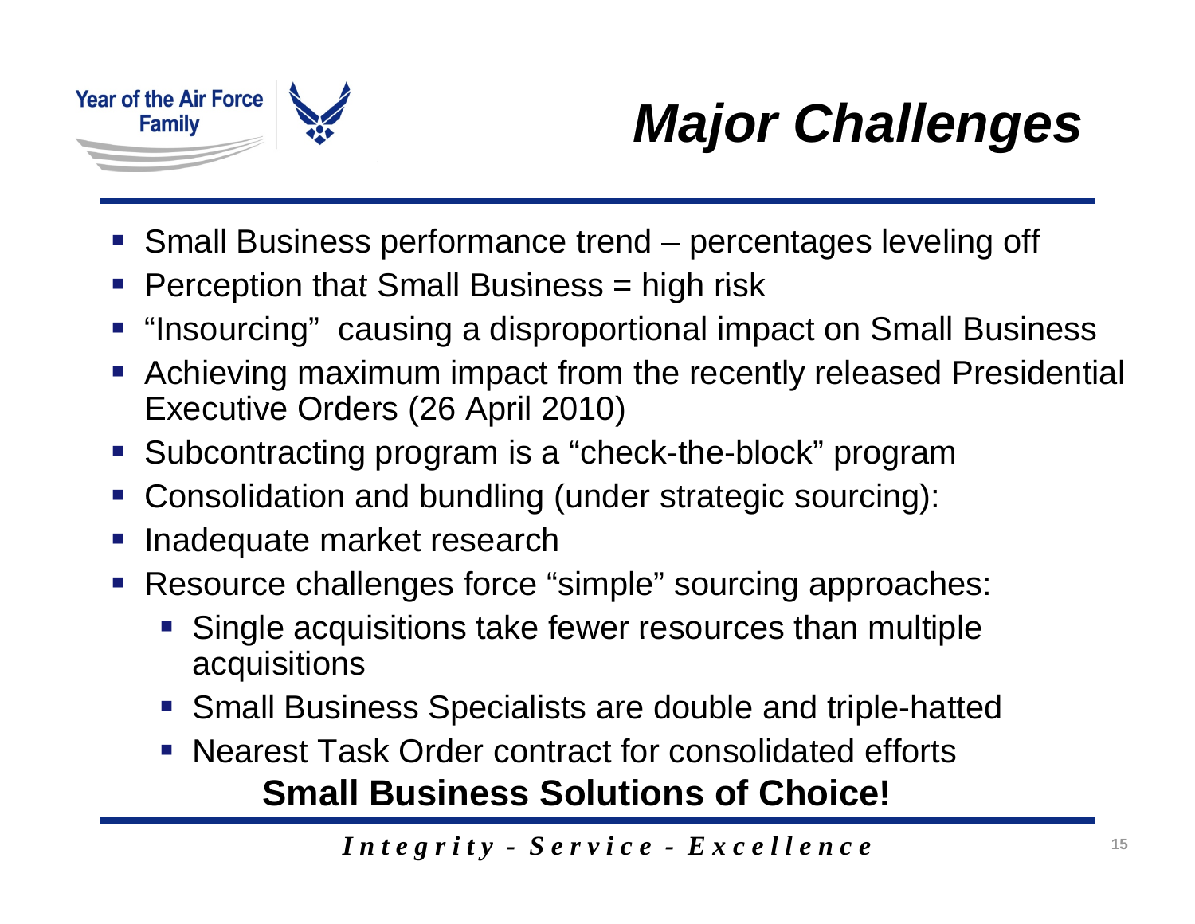# Major Challenges

- Small Business performance trend – percentages leveling off
- Perception that Small Business = high risk
- "Insourcing" causing a disproportional impact on Small Business
- Achieving maximum impact from the recently released Presidential Executive Orders (26 April 2010)
- Subcontracting program is a "check-the-block" program
- Consolidation and bundling (under strategic sourcing):
- Inadequate market research
- Resource challenges force "simple" sourcing approaches:
  - Single acquisitions take fewer resources than multiple acquisitions
  - Small Business Specialists are double and triple-hatted
  - Nearest Task Order contract for consolidated efforts

**Small Business Solutions of Choice!**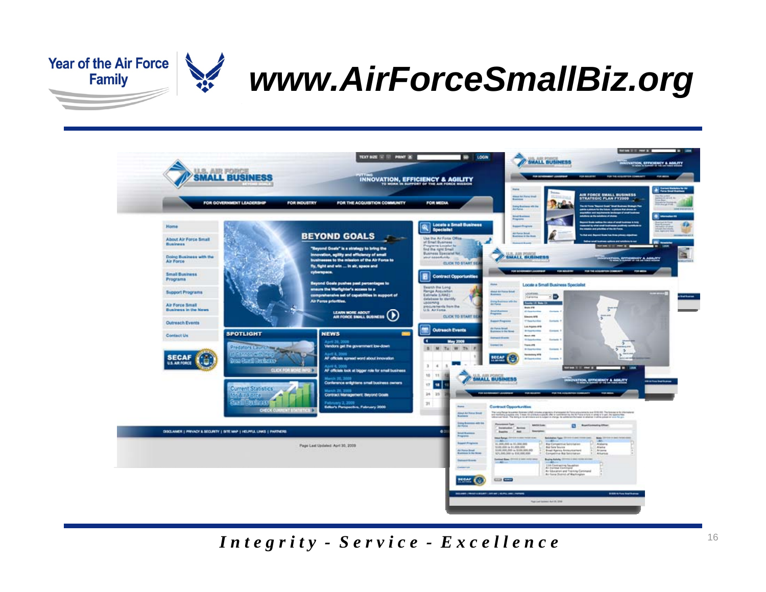# www.AirForceSmallBiz.org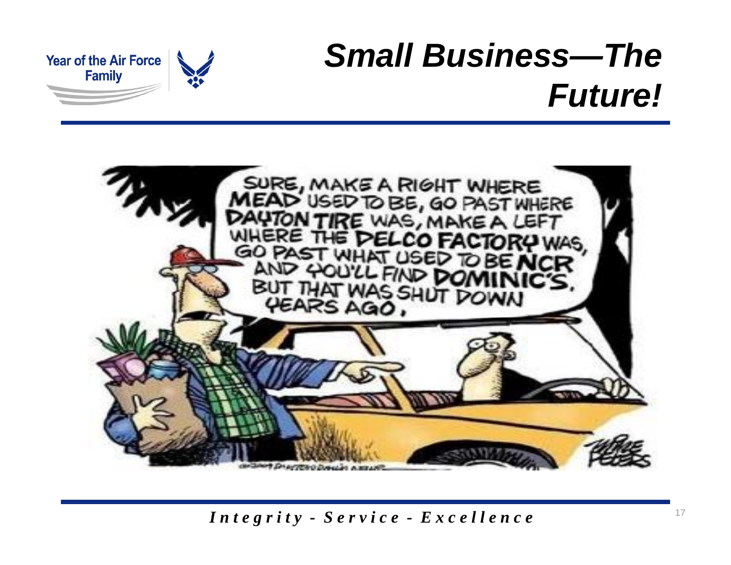# Small Business—The Future!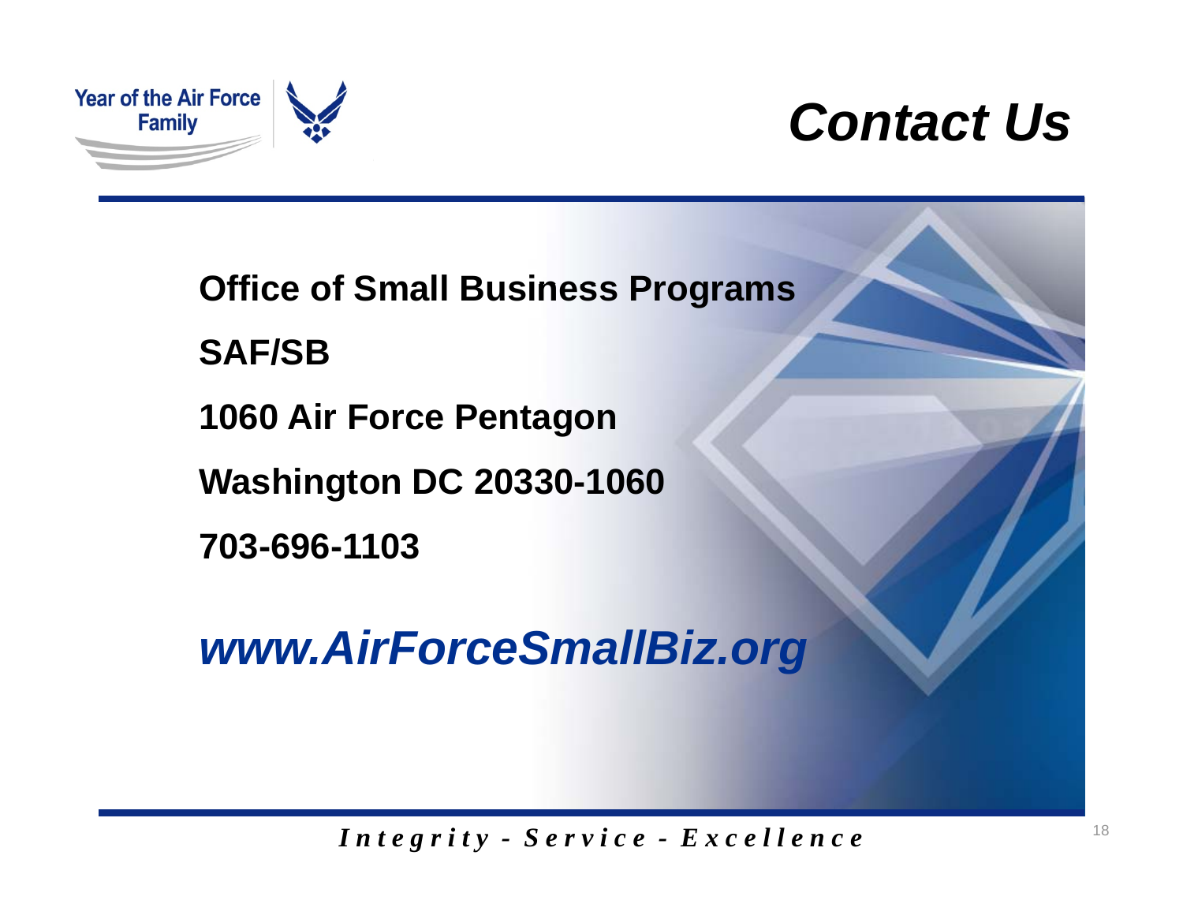# Contact Us

**Office of Small Business Programs**

**SAF/SB**

**1060 Air Force Pentagon**

**Washington DC 20330-1060**

**703-696-1103**

***www.AirForceSmallBiz.org***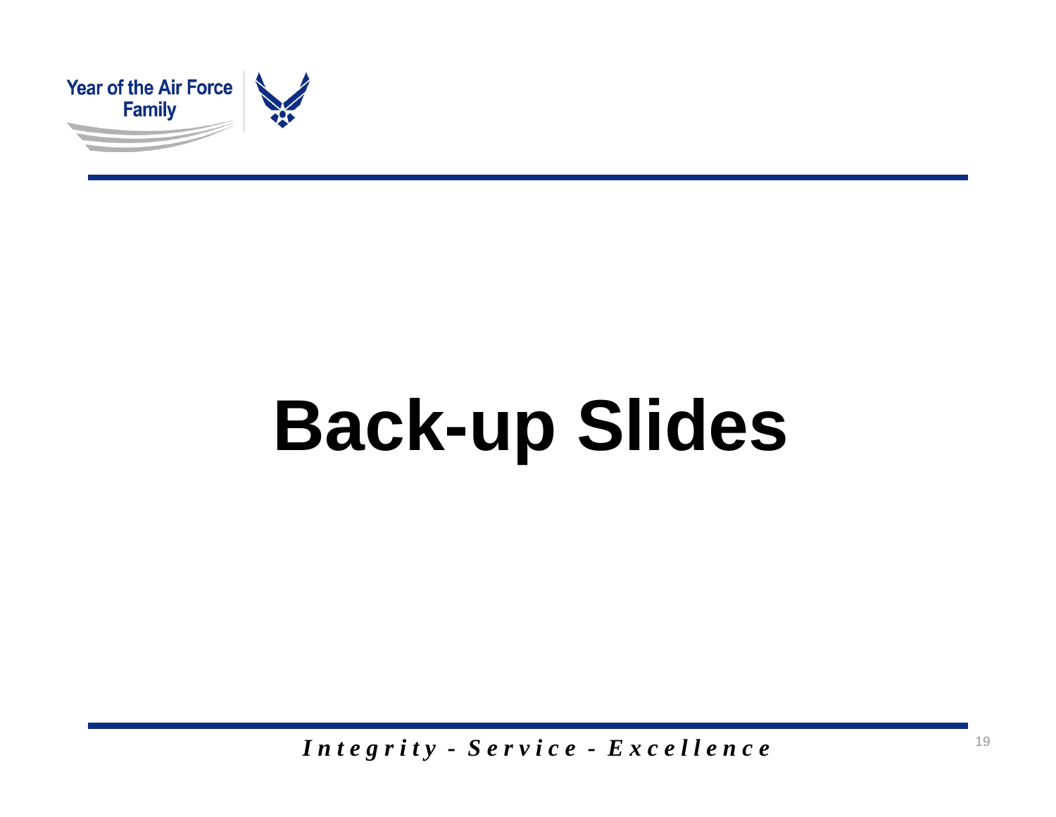# Back-up Slides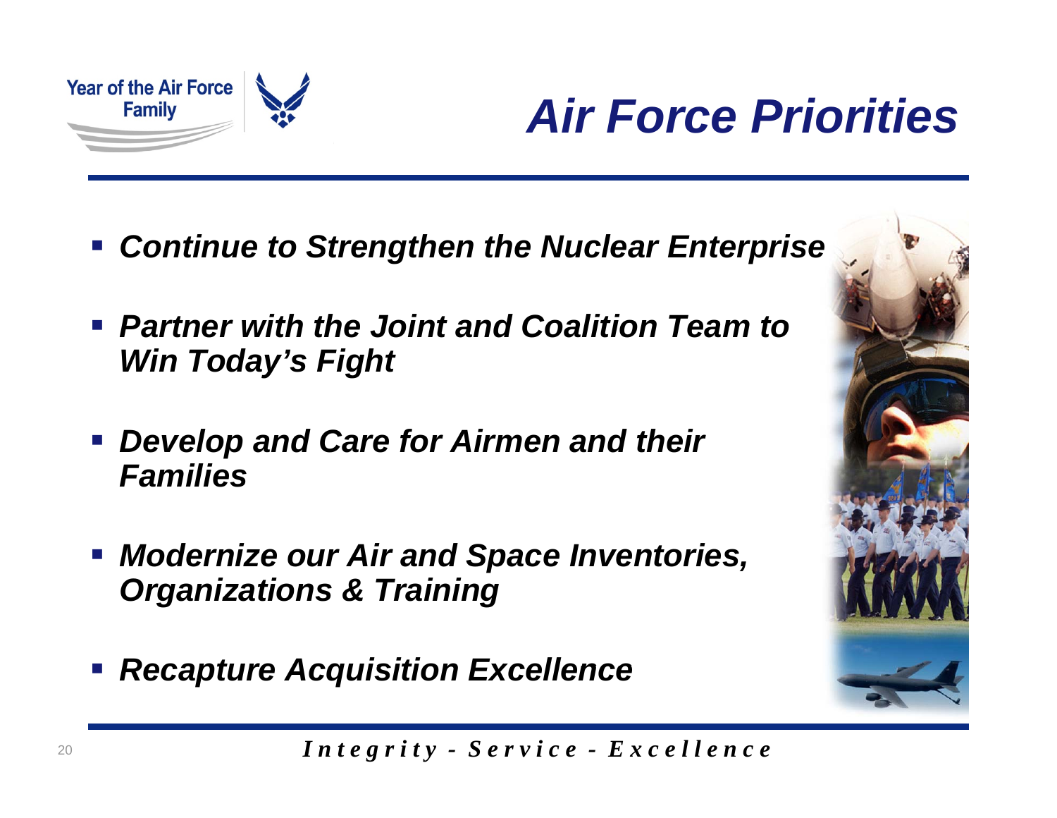Year of the Air Force Family

# *Air Force Priorities*

- ***Continue to Strengthen the Nuclear Enterprise***
- ***Partner with the Joint and Coalition Team to Win Today's Fight***
- ***Develop and Care for Airmen and their Families***
- ***Modernize our Air and Space Inventories, Organizations & Training***
- ***Recapture Acquisition Excellence***

*Integrity - Service - Excellence*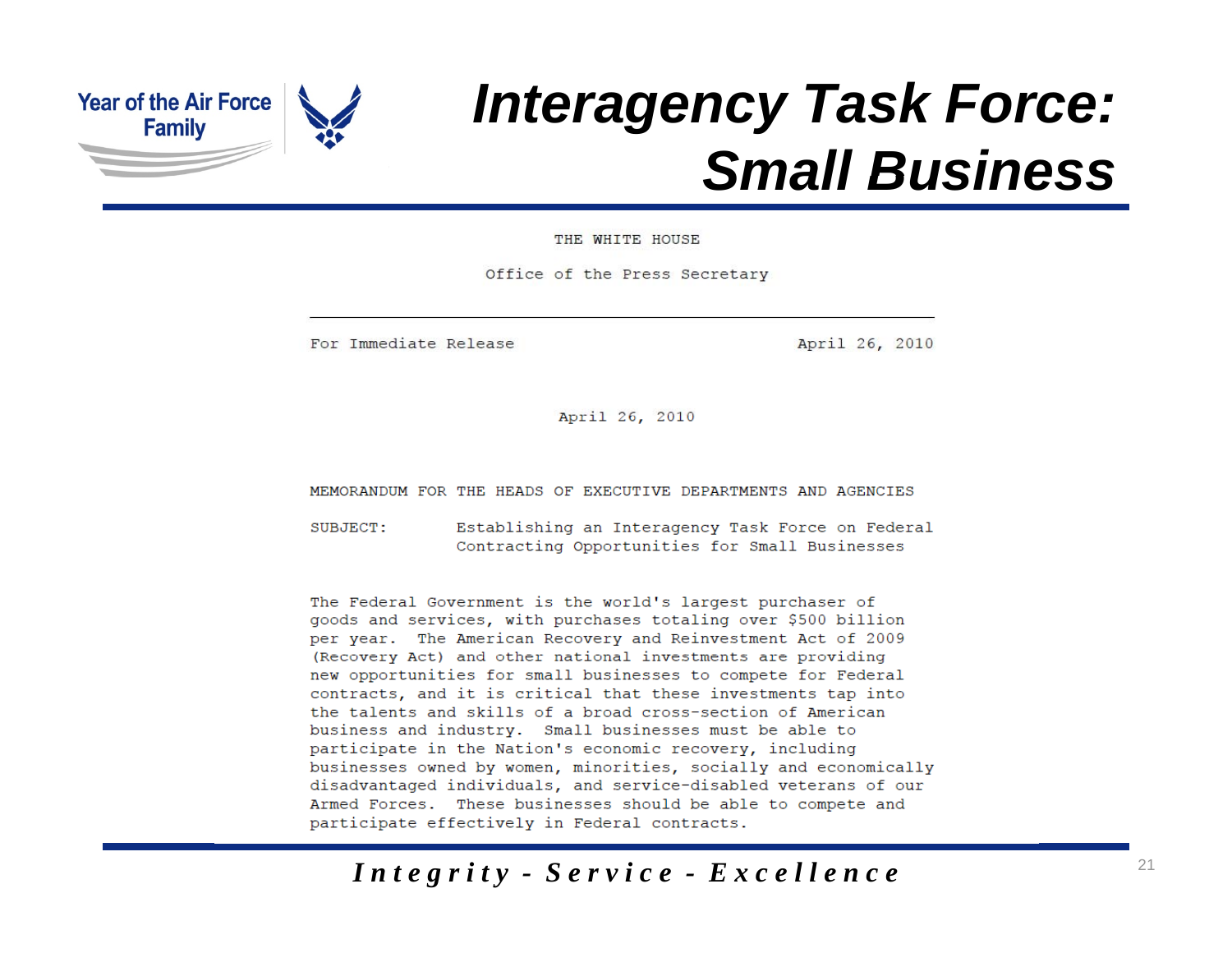# Interagency Task Force: Small Business

THE WHITE HOUSE

Office of the Press Secretary

---

For Immediate Release April 26, 2010

April 26, 2010

MEMORANDUM FOR THE HEADS OF EXECUTIVE DEPARTMENTS AND AGENCIES

SUBJECT: Establishing an Interagency Task Force on Federal Contracting Opportunities for Small Businesses

The Federal Government is the world's largest purchaser of goods and services, with purchases totaling over $500 billion per year. The American Recovery and Reinvestment Act of 2009 (Recovery Act) and other national investments are providing new opportunities for small businesses to compete for Federal contracts, and it is critical that these investments tap into the talents and skills of a broad cross-section of American business and industry. Small businesses must be able to participate in the Nation's economic recovery, including businesses owned by women, minorities, socially and economically disadvantaged individuals, and service-disabled veterans of our Armed Forces. These businesses should be able to compete and participate effectively in Federal contracts.

*Integrity - Service - Excellence*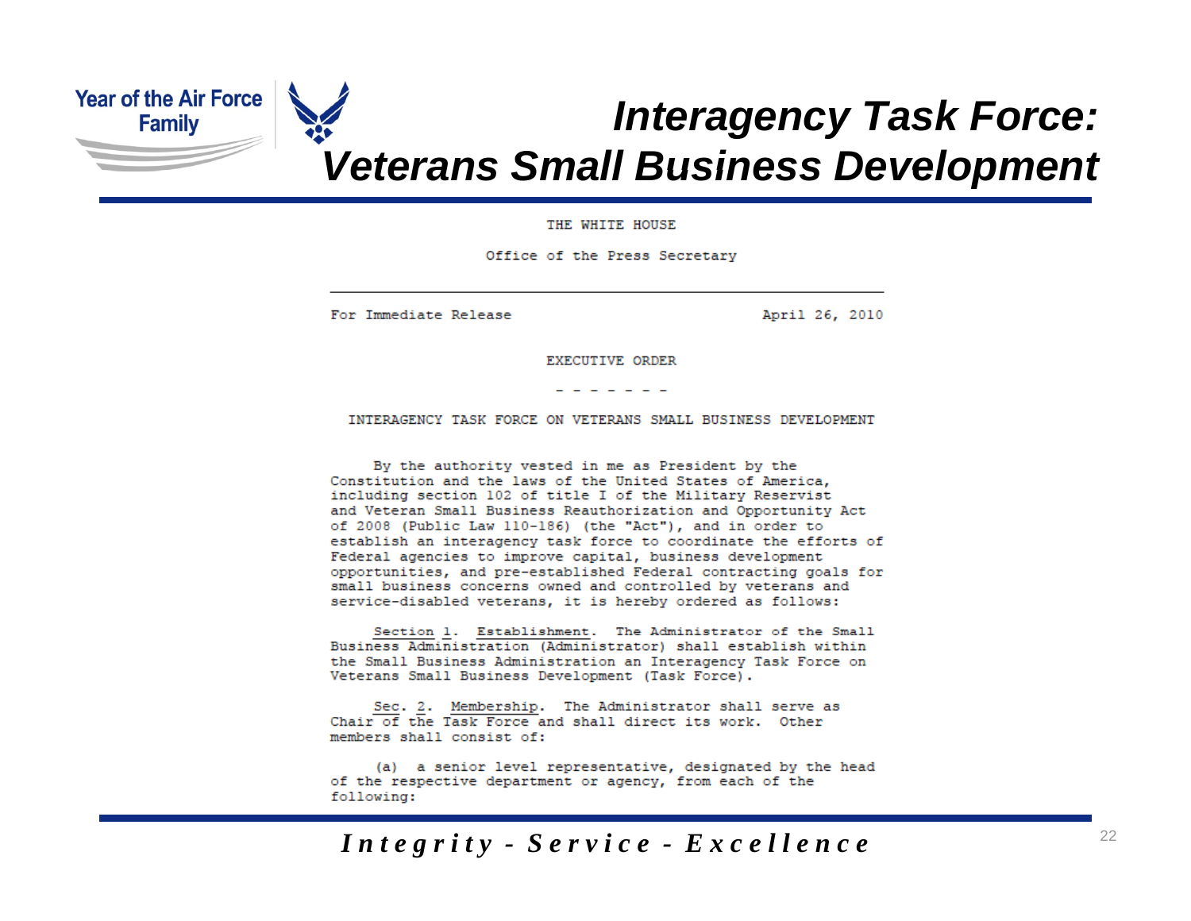# Interagency Task Force: Veterans Small Business Development

THE WHITE HOUSE

Office of the Press Secretary

For Immediate Release April 26, 2010

EXECUTIVE ORDER

- - - - - - -

INTERAGENCY TASK FORCE ON VETERANS SMALL BUSINESS DEVELOPMENT

By the authority vested in me as President by the Constitution and the laws of the United States of America, including section 102 of title I of the Military Reservist and Veteran Small Business Reauthorization and Opportunity Act of 2008 (Public Law 110-186) (the "Act"), and in order to establish an interagency task force to coordinate the efforts of Federal agencies to improve capital, business development opportunities, and pre-established Federal contracting goals for small business concerns owned and controlled by veterans and service-disabled veterans, it is hereby ordered as follows:

Section 1. Establishment. The Administrator of the Small Business Administration (Administrator) shall establish within the Small Business Administration an Interagency Task Force on Veterans Small Business Development (Task Force).

Sec. 2. Membership. The Administrator shall serve as Chair of the Task Force and shall direct its work. Other members shall consist of:

(a) a senior level representative, designated by the head of the respective department or agency, from each of the following:

*Integrity - Service - Excellence*